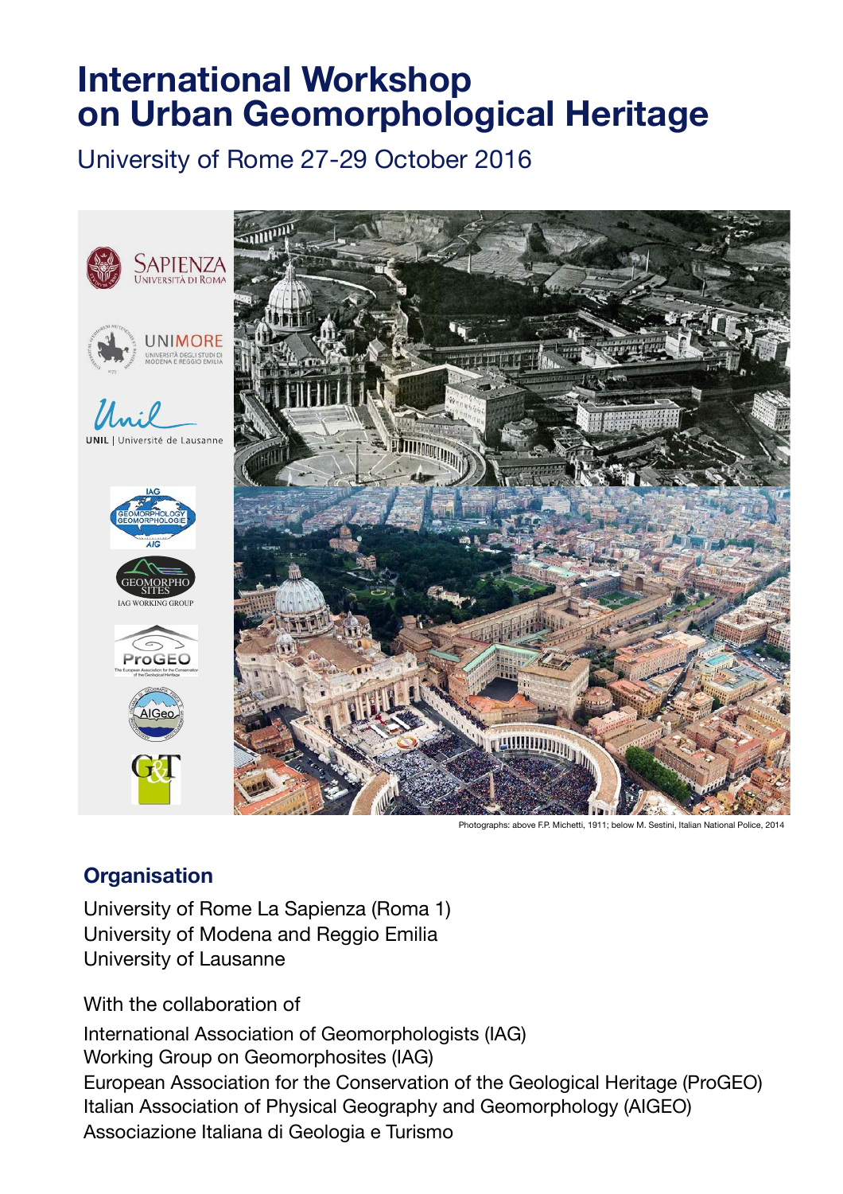# International Workshop on Urban Geomorphological Heritage

University of Rome 27-29 October 2016

Photographs: above F.P. Michetti, 1911; below M. Sestini, Italian National Police, 2014

## Organisation

University of Rome La Sapienza (Roma 1)
University of Modena and Reggio Emilia
University of Lausanne

With the collaboration of

International Association of Geomorphologists (IAG)
Working Group on Geomorphosites (IAG)
European Association for the Conservation of the Geological Heritage (ProGEO)
Italian Association of Physical Geography and Geomorphology (AIGEO)
Associazione Italiana di Geologia e Turismo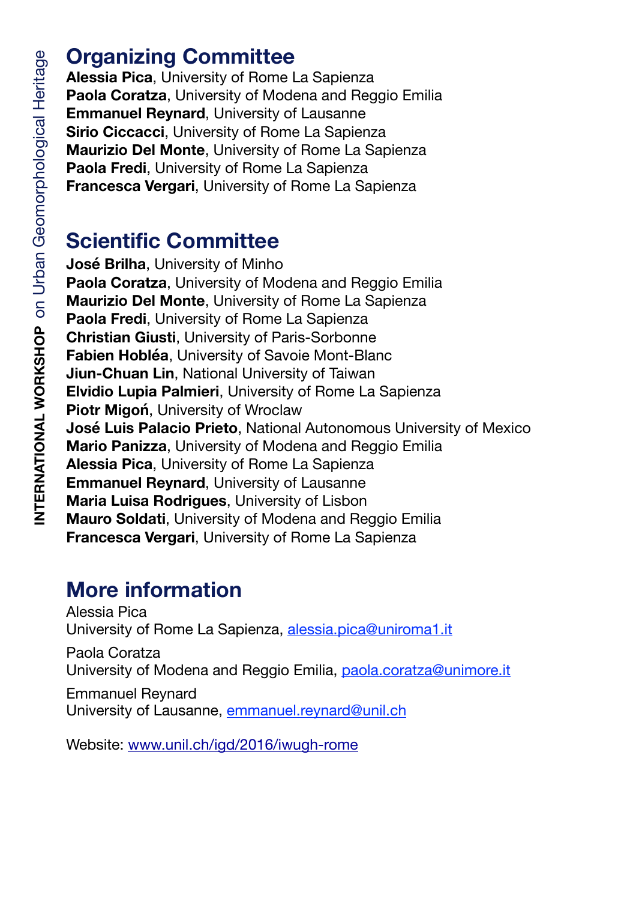## Organizing Committee

**Alessia Pica**, University of Rome La Sapienza
**Paola Coratza**, University of Modena and Reggio Emilia
**Emmanuel Reynard**, University of Lausanne
**Sirio Ciccacci**, University of Rome La Sapienza
**Maurizio Del Monte**, University of Rome La Sapienza
**Paola Fredi**, University of Rome La Sapienza
**Francesca Vergari**, University of Rome La Sapienza

## Scientific Committee

**José Brilha**, University of Minho
**Paola Coratza**, University of Modena and Reggio Emilia
**Maurizio Del Monte**, University of Rome La Sapienza
**Paola Fredi**, University of Rome La Sapienza
**Christian Giusti**, University of Paris-Sorbonne
**Fabien Hobléa**, University of Savoie Mont-Blanc
**Jiun-Chuan Lin**, National University of Taiwan
**Elvidio Lupia Palmieri**, University of Rome La Sapienza
**Piotr Migoń**, University of Wroclaw
**José Luis Palacio Prieto**, National Autonomous University of Mexico
**Mario Panizza**, University of Modena and Reggio Emilia
**Alessia Pica**, University of Rome La Sapienza
**Emmanuel Reynard**, University of Lausanne
**Maria Luisa Rodrigues**, University of Lisbon
**Mauro Soldati**, University of Modena and Reggio Emilia
**Francesca Vergari**, University of Rome La Sapienza

## More information

Alessia Pica
University of Rome La Sapienza, alessia.pica@uniroma1.it

Paola Coratza
University of Modena and Reggio Emilia, paola.coratza@unimore.it

Emmanuel Reynard
University of Lausanne, emmanuel.reynard@unil.ch

Website: www.unil.ch/igd/2016/iwugh-rome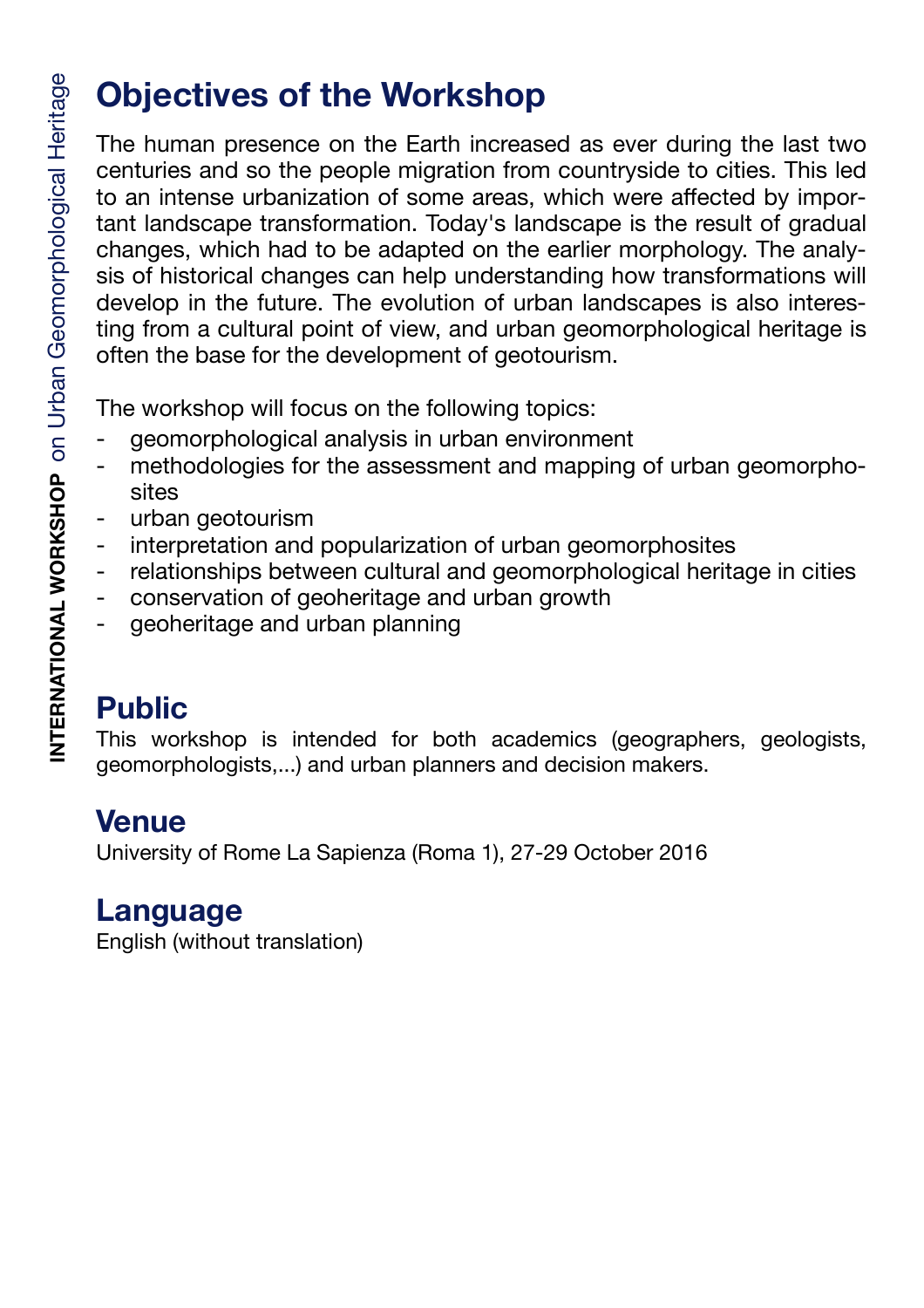## Objectives of the Workshop

The human presence on the Earth increased as ever during the last two centuries and so the people migration from countryside to cities. This led to an intense urbanization of some areas, which were affected by important landscape transformation. Today's landscape is the result of gradual changes, which had to be adapted on the earlier morphology. The analysis of historical changes can help understanding how transformations will develop in the future. The evolution of urban landscapes is also interesting from a cultural point of view, and urban geomorphological heritage is often the base for the development of geotourism.

The workshop will focus on the following topics:

- geomorphological analysis in urban environment
- methodologies for the assessment and mapping of urban geomorphosites
- urban geotourism
- interpretation and popularization of urban geomorphosites
- relationships between cultural and geomorphological heritage in cities
- conservation of geoheritage and urban growth
- geoheritage and urban planning

## Public

This workshop is intended for both academics (geographers, geologists, geomorphologists,...) and urban planners and decision makers.

## Venue

University of Rome La Sapienza (Roma 1), 27-29 October 2016

## Language

English (without translation)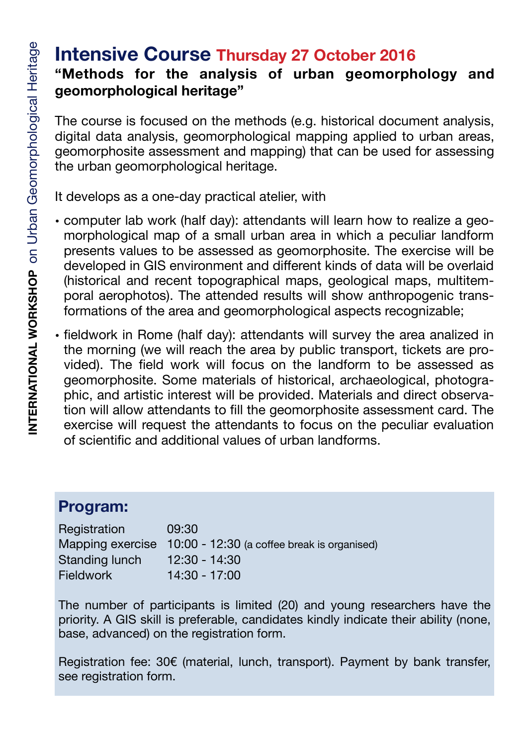# Intensive Course Thursday 27 October 2016

## "Methods for the analysis of urban geomorphology and geomorphological heritage"

The course is focused on the methods (e.g. historical document analysis, digital data analysis, geomorphological mapping applied to urban areas, geomorphosite assessment and mapping) that can be used for assessing the urban geomorphological heritage.

It develops as a one-day practical atelier, with

- computer lab work (half day): attendants will learn how to realize a geomorphological map of a small urban area in which a peculiar landform presents values to be assessed as geomorphosite. The exercise will be developed in GIS environment and different kinds of data will be overlaid (historical and recent topographical maps, geological maps, multitemporal aerophotos). The attended results will show anthropogenic transformations of the area and geomorphological aspects recognizable;
- fieldwork in Rome (half day): attendants will survey the area analized in the morning (we will reach the area by public transport, tickets are provided). The field work will focus on the landform to be assessed as geomorphosite. Some materials of historical, archaeological, photographic, and artistic interest will be provided. Materials and direct observation will allow attendants to fill the geomorphosite assessment card. The exercise will request the attendants to focus on the peculiar evaluation of scientific and additional values of urban landforms.

## Program:

| | |
|---|---|
| Registration | 09:30 |
| Mapping exercise | 10:00 - 12:30 (a coffee break is organised) |
| Standing lunch | 12:30 - 14:30 |
| Fieldwork | 14:30 - 17:00 |

The number of participants is limited (20) and young researchers have the priority. A GIS skill is preferable, candidates kindly indicate their ability (none, base, advanced) on the registration form.

Registration fee: 30€ (material, lunch, transport). Payment by bank transfer, see registration form.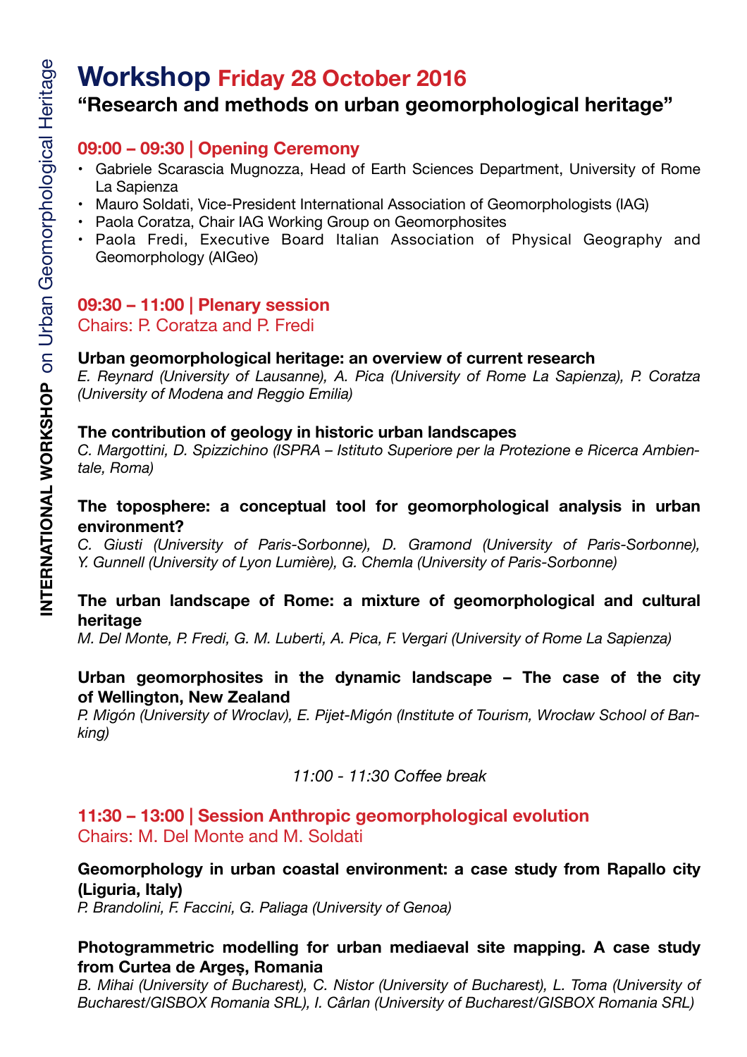# Workshop Friday 28 October 2016

## "Research and methods on urban geomorphological heritage"

### 09:00 – 09:30 | Opening Ceremony

- Gabriele Scarascia Mugnozza, Head of Earth Sciences Department, University of Rome La Sapienza
- Mauro Soldati, Vice-President International Association of Geomorphologists (IAG)
- Paola Coratza, Chair IAG Working Group on Geomorphosites
- Paola Fredi, Executive Board Italian Association of Physical Geography and Geomorphology (AIGeo)

### 09:30 – 11:00 | Plenary session

Chairs: P. Coratza and P. Fredi

**Urban geomorphological heritage: an overview of current research**
*E. Reynard (University of Lausanne), A. Pica (University of Rome La Sapienza), P. Coratza (University of Modena and Reggio Emilia)*

**The contribution of geology in historic urban landscapes**
*C. Margottini, D. Spizzichino (ISPRA – Istituto Superiore per la Protezione e Ricerca Ambientale, Roma)*

**The toposphere: a conceptual tool for geomorphological analysis in urban environment?**
*C. Giusti (University of Paris-Sorbonne), D. Gramond (University of Paris-Sorbonne), Y. Gunnell (University of Lyon Lumière), G. Chemla (University of Paris-Sorbonne)*

**The urban landscape of Rome: a mixture of geomorphological and cultural heritage**
*M. Del Monte, P. Fredi, G. M. Luberti, A. Pica, F. Vergari (University of Rome La Sapienza)*

**Urban geomorphosites in the dynamic landscape – The case of the city of Wellington, New Zealand**
*P. Migón (University of Wroclav), E. Pijet-Migón (Institute of Tourism, Wrocław School of Banking)*

*11:00 - 11:30 Coffee break*

### 11:30 – 13:00 | Session Anthropic geomorphological evolution

Chairs: M. Del Monte and M. Soldati

**Geomorphology in urban coastal environment: a case study from Rapallo city (Liguria, Italy)**
*P. Brandolini, F. Faccini, G. Paliaga (University of Genoa)*

**Photogrammetric modelling for urban mediaeval site mapping. A case study from Curtea de Argeș, Romania**
*B. Mihai (University of Bucharest), C. Nistor (University of Bucharest), L. Toma (University of Bucharest/GISBOX Romania SRL), I. Cârlan (University of Bucharest/GISBOX Romania SRL)*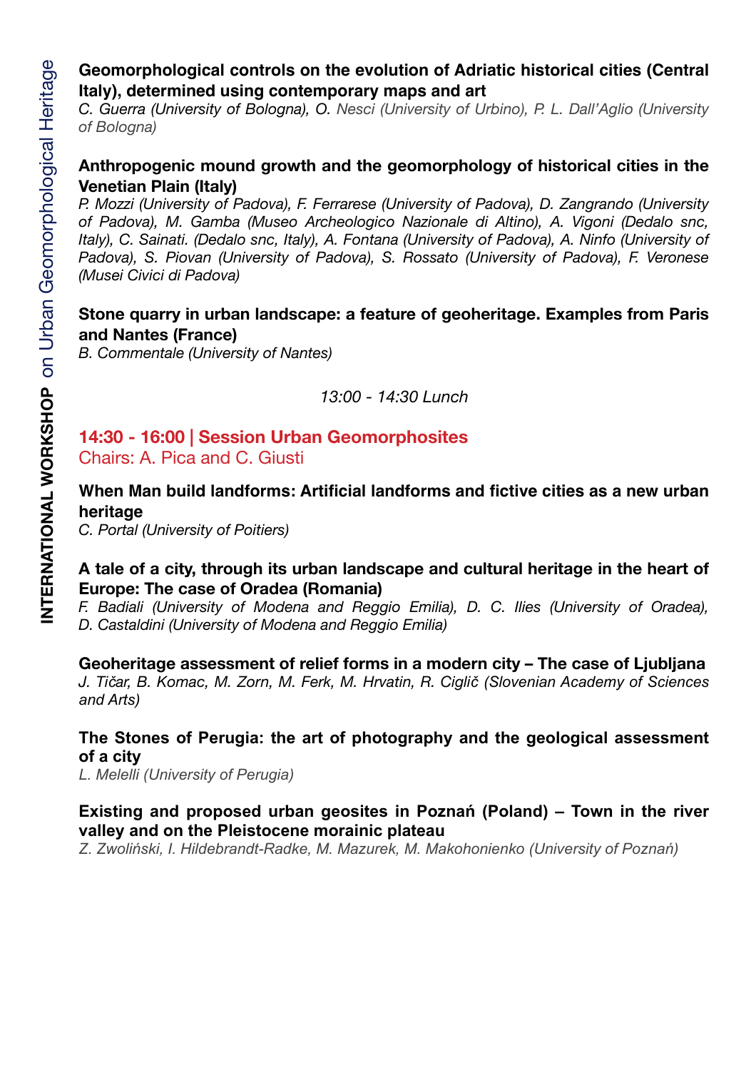**Geomorphological controls on the evolution of Adriatic historical cities (Central Italy), determined using contemporary maps and art**
*C. Guerra (University of Bologna), O. Nesci (University of Urbino), P. L. Dall'Aglio (University of Bologna)*

**Anthropogenic mound growth and the geomorphology of historical cities in the Venetian Plain (Italy)**
*P. Mozzi (University of Padova), F. Ferrarese (University of Padova), D. Zangrando (University of Padova), M. Gamba (Museo Archeologico Nazionale di Altino), A. Vigoni (Dedalo snc, Italy), C. Sainati. (Dedalo snc, Italy), A. Fontana (University of Padova), A. Ninfo (University of Padova), S. Piovan (University of Padova), S. Rossato (University of Padova), F. Veronese (Musei Civici di Padova)*

**Stone quarry in urban landscape: a feature of geoheritage. Examples from Paris and Nantes (France)**
*B. Commentale (University of Nantes)*

*13:00 - 14:30 Lunch*

## 14:30 - 16:00 | Session Urban Geomorphosites

Chairs: A. Pica and C. Giusti

**When Man build landforms: Artificial landforms and fictive cities as a new urban heritage**
*C. Portal (University of Poitiers)*

**A tale of a city, through its urban landscape and cultural heritage in the heart of Europe: The case of Oradea (Romania)**
*F. Badiali (University of Modena and Reggio Emilia), D. C. Ilies (University of Oradea), D. Castaldini (University of Modena and Reggio Emilia)*

**Geoheritage assessment of relief forms in a modern city – The case of Ljubljana**
*J. Tičar, B. Komac, M. Zorn, M. Ferk, M. Hrvatin, R. Ciglič (Slovenian Academy of Sciences and Arts)*

**The Stones of Perugia: the art of photography and the geological assessment of a city**
*L. Melelli (University of Perugia)*

**Existing and proposed urban geosites in Poznań (Poland) – Town in the river valley and on the Pleistocene morainic plateau**
*Z. Zwoliński, I. Hildebrandt-Radke, M. Mazurek, M. Makohonienko (University of Poznań)*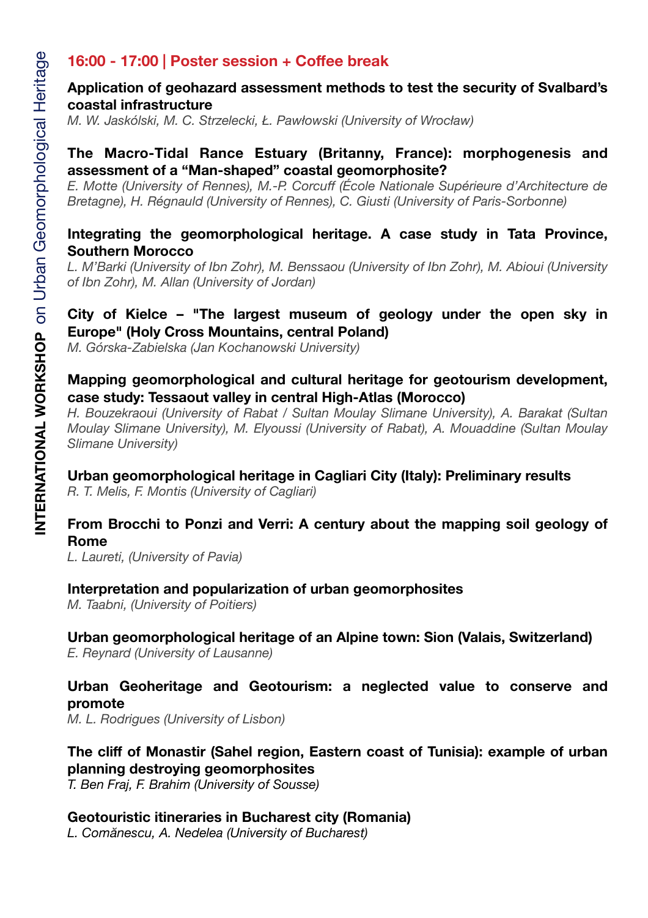## 16:00 - 17:00 | Poster session + Coffee break

**Application of geohazard assessment methods to test the security of Svalbard's coastal infrastructure**
*M. W. Jaskólski, M. C. Strzelecki, Ł. Pawłowski (University of Wrocław)*

**The Macro-Tidal Rance Estuary (Britanny, France): morphogenesis and assessment of a "Man-shaped" coastal geomorphosite?**
*E. Motte (University of Rennes), M.-P. Corcuff (École Nationale Supérieure d'Architecture de Bretagne), H. Régnauld (University of Rennes), C. Giusti (University of Paris-Sorbonne)*

**Integrating the geomorphological heritage. A case study in Tata Province, Southern Morocco**
*L. M'Barki (University of Ibn Zohr), M. Benssaou (University of Ibn Zohr), M. Abioui (University of Ibn Zohr), M. Allan (University of Jordan)*

**City of Kielce – "The largest museum of geology under the open sky in Europe" (Holy Cross Mountains, central Poland)**
*M. Górska-Zabielska (Jan Kochanowski University)*

**Mapping geomorphological and cultural heritage for geotourism development, case study: Tessaout valley in central High-Atlas (Morocco)**
*H. Bouzekraoui (University of Rabat / Sultan Moulay Slimane University), A. Barakat (Sultan Moulay Slimane University), M. Elyoussi (University of Rabat), A. Mouaddine (Sultan Moulay Slimane University)*

**Urban geomorphological heritage in Cagliari City (Italy): Preliminary results**
*R. T. Melis, F. Montis (University of Cagliari)*

**From Brocchi to Ponzi and Verri: A century about the mapping soil geology of Rome**
*L. Laureti, (University of Pavia)*

**Interpretation and popularization of urban geomorphosites**
*M. Taabni, (University of Poitiers)*

**Urban geomorphological heritage of an Alpine town: Sion (Valais, Switzerland)**
*E. Reynard (University of Lausanne)*

**Urban Geoheritage and Geotourism: a neglected value to conserve and promote**
*M. L. Rodrigues (University of Lisbon)*

**The cliff of Monastir (Sahel region, Eastern coast of Tunisia): example of urban planning destroying geomorphosites**
*T. Ben Fraj, F. Brahim (University of Sousse)*

**Geotouristic itineraries in Bucharest city (Romania)**
*L. Comănescu, A. Nedelea (University of Bucharest)*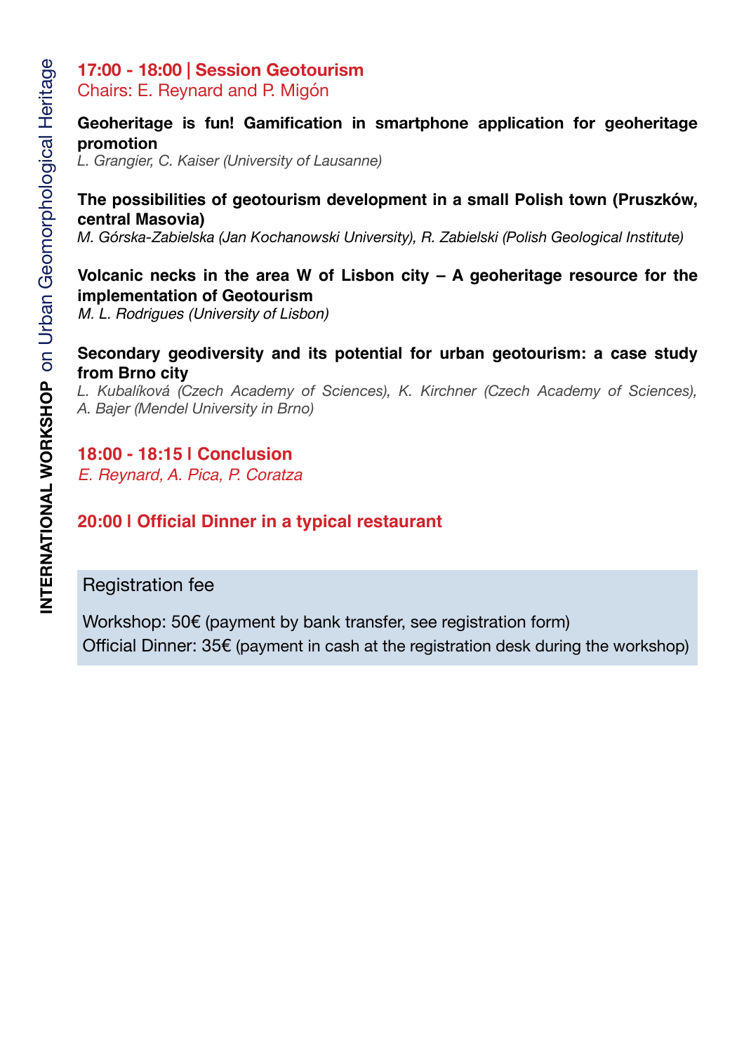## 17:00 - 18:00 | Session Geotourism

Chairs: E. Reynard and P. Migón

**Geoheritage is fun! Gamification in smartphone application for geoheritage promotion**
*L. Grangier, C. Kaiser (University of Lausanne)*

**The possibilities of geotourism development in a small Polish town (Pruszków, central Masovia)**
*M. Górska-Zabielska (Jan Kochanowski University), R. Zabielski (Polish Geological Institute)*

**Volcanic necks in the area W of Lisbon city – A geoheritage resource for the implementation of Geotourism**
*M. L. Rodrigues (University of Lisbon)*

**Secondary geodiversity and its potential for urban geotourism: a case study from Brno city**
*L. Kubalíková (Czech Academy of Sciences), K. Kirchner (Czech Academy of Sciences), A. Bajer (Mendel University in Brno)*

## 18:00 - 18:15 | Conclusion

*E. Reynard, A. Pica, P. Coratza*

## 20:00 | Official Dinner in a typical restaurant

Registration fee

Workshop: 50€ (payment by bank transfer, see registration form)
Official Dinner: 35€ (payment in cash at the registration desk during the workshop)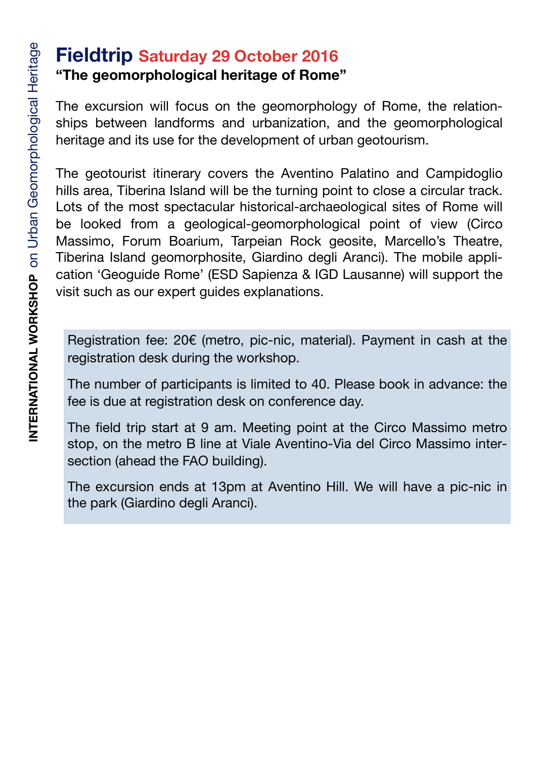# Fieldtrip Saturday 29 October 2016

### "The geomorphological heritage of Rome"

The excursion will focus on the geomorphology of Rome, the relationships between landforms and urbanization, and the geomorphological heritage and its use for the development of urban geotourism.

The geotourist itinerary covers the Aventino Palatino and Campidoglio hills area, Tiberina Island will be the turning point to close a circular track. Lots of the most spectacular historical-archaeological sites of Rome will be looked from a geological-geomorphological point of view (Circo Massimo, Forum Boarium, Tarpeian Rock geosite, Marcello's Theatre, Tiberina Island geomorphosite, Giardino degli Aranci). The mobile application 'Geoguide Rome' (ESD Sapienza & IGD Lausanne) will support the visit such as our expert guides explanations.

Registration fee: 20€ (metro, pic-nic, material). Payment in cash at the registration desk during the workshop.

The number of participants is limited to 40. Please book in advance: the fee is due at registration desk on conference day.

The field trip start at 9 am. Meeting point at the Circo Massimo metro stop, on the metro B line at Viale Aventino-Via del Circo Massimo intersection (ahead the FAO building).

The excursion ends at 13pm at Aventino Hill. We will have a pic-nic in the park (Giardino degli Aranci).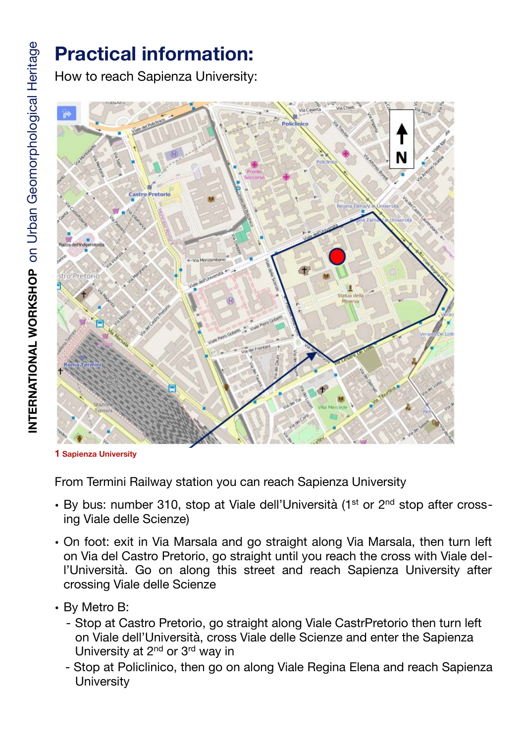# Practical information:

How to reach Sapienza University:

**1 Sapienza University**

From Termini Railway station you can reach Sapienza University

- By bus: number 310, stop at Viale dell'Università (1st or 2nd stop after crossing Viale delle Scienze)
- On foot: exit in Via Marsala and go straight along Via Marsala, then turn left on Via del Castro Pretorio, go straight until you reach the cross with Viale dell'Università. Go on along this street and reach Sapienza University after crossing Viale delle Scienze
- By Metro B:
  - Stop at Castro Pretorio, go straight along Viale CastrPretorio then turn left on Viale dell'Università, cross Viale delle Scienze and enter the Sapienza University at 2nd or 3rd way in
  - Stop at Policlinico, then go on along Viale Regina Elena and reach Sapienza University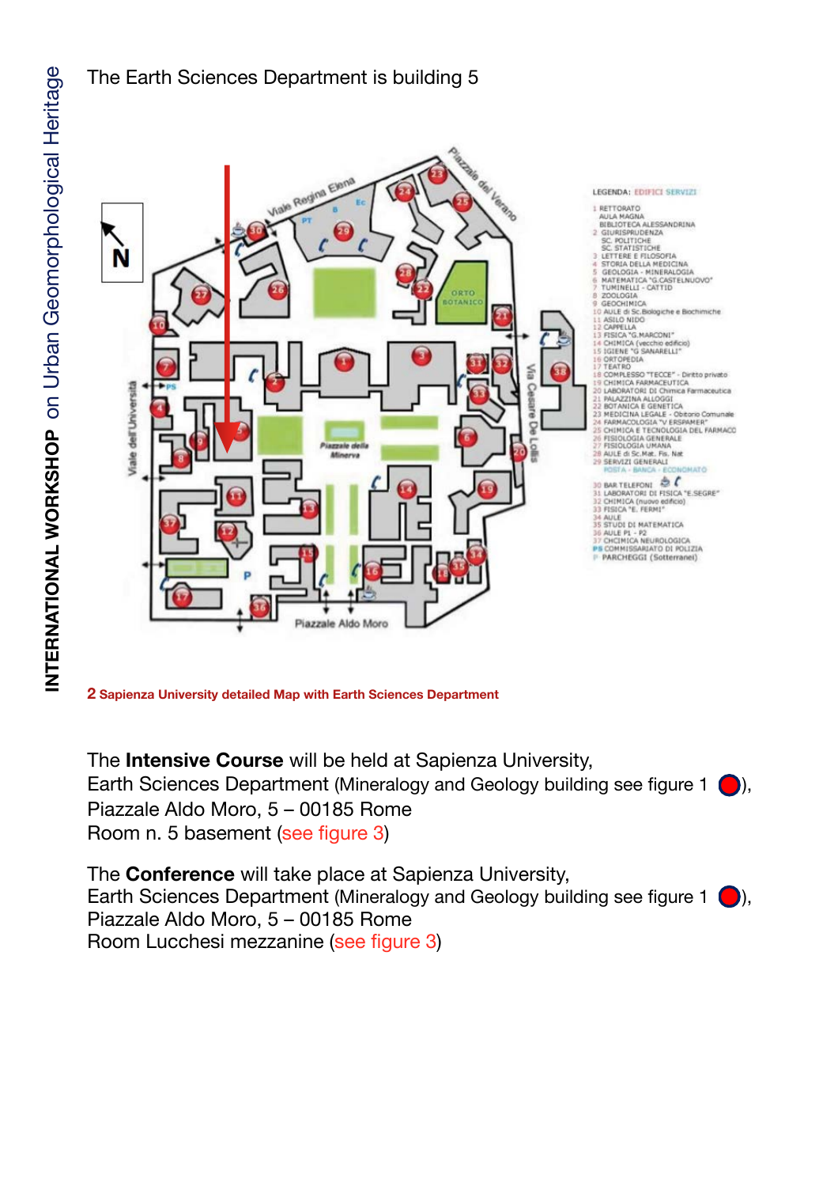The Earth Sciences Department is building 5

**2** Sapienza University detailed Map with Earth Sciences Department

The **Intensive Course** will be held at Sapienza University,
Earth Sciences Department (Mineralogy and Geology building see figure 1 ),
Piazzale Aldo Moro, 5 – 00185 Rome
Room n. 5 basement (see figure 3)

The **Conference** will take place at Sapienza University,
Earth Sciences Department (Mineralogy and Geology building see figure 1 ),
Piazzale Aldo Moro, 5 – 00185 Rome
Room Lucchesi mezzanine (see figure 3)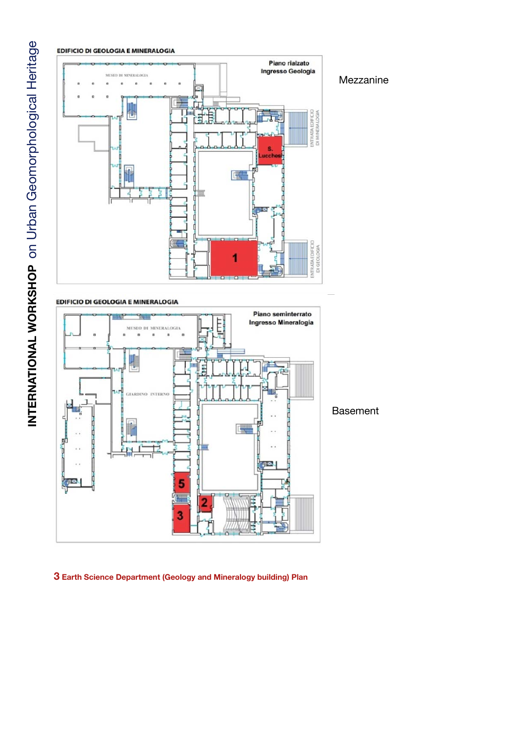EDIFICIO DI GEOLOGIA E MINERALOGIA

Piano rialzato
Ingresso Geologia

MUSEO DI MINERALOGIA

S. Lucchesi

1

ENTRATA EDIFICIO DI MINERALOGIA

ENTRATA EDIFICIO DI GEOLOGIA

Mezzanine

EDIFICIO DI GEOLOGIA E MINERALOGIA

Piano seminterrato
Ingresso Mineralogia

MUSEO DI MINERALOGIA

GIARDINO INTERNO

5

2

3

Basement

**3 Earth Science Department (Geology and Mineralogy building) Plan**